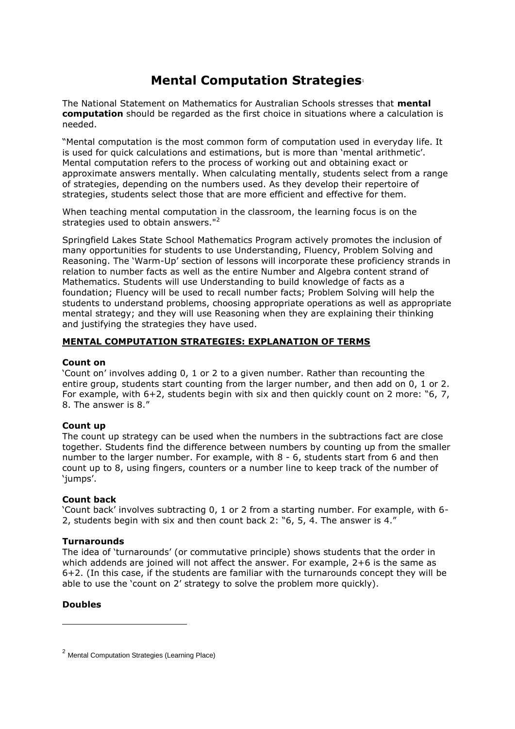# Mental Computation Strategies[1]

The National Statement on Mathematics for Australian Schools stresses that **mental computation** should be regarded as the first choice in situations where a calculation is needed.

"Mental computation is the most common form of computation used in everyday life. It is used for quick calculations and estimations, but is more than 'mental arithmetic'. Mental computation refers to the process of working out and obtaining exact or approximate answers mentally. When calculating mentally, students select from a range of strategies, depending on the numbers used. As they develop their repertoire of strategies, students select those that are more efficient and effective for them.

When teaching mental computation in the classroom, the learning focus is on the strategies used to obtain answers."[2]

Springfield Lakes State School Mathematics Program actively promotes the inclusion of many opportunities for students to use Understanding, Fluency, Problem Solving and Reasoning. The 'Warm-Up' section of lessons will incorporate these proficiency strands in relation to number facts as well as the entire Number and Algebra content strand of Mathematics. Students will use Understanding to build knowledge of facts as a foundation; Fluency will be used to recall number facts; Problem Solving will help the students to understand problems, choosing appropriate operations as well as appropriate mental strategy; and they will use Reasoning when they are explaining their thinking and justifying the strategies they have used.

## MENTAL COMPUTATION STRATEGIES: EXPLANATION OF TERMS

### Count on

'Count on' involves adding 0, 1 or 2 to a given number. Rather than recounting the entire group, students start counting from the larger number, and then add on 0, 1 or 2. For example, with 6+2, students begin with six and then quickly count on 2 more: "6, 7, 8. The answer is 8."

### Count up

The count up strategy can be used when the numbers in the subtractions fact are close together. Students find the difference between numbers by counting up from the smaller number to the larger number. For example, with 8 - 6, students start from 6 and then count up to 8, using fingers, counters or a number line to keep track of the number of 'jumps'.

### Count back

'Count back' involves subtracting 0, 1 or 2 from a starting number. For example, with 6-2, students begin with six and then count back 2: "6, 5, 4. The answer is 4."

### Turnarounds

The idea of 'turnarounds' (or commutative principle) shows students that the order in which addends are joined will not affect the answer. For example, 2+6 is the same as 6+2. (In this case, if the students are familiar with the turnarounds concept they will be able to use the 'count on 2' strategy to solve the problem more quickly).

### Doubles

---

[2] Mental Computation Strategies (Learning Place)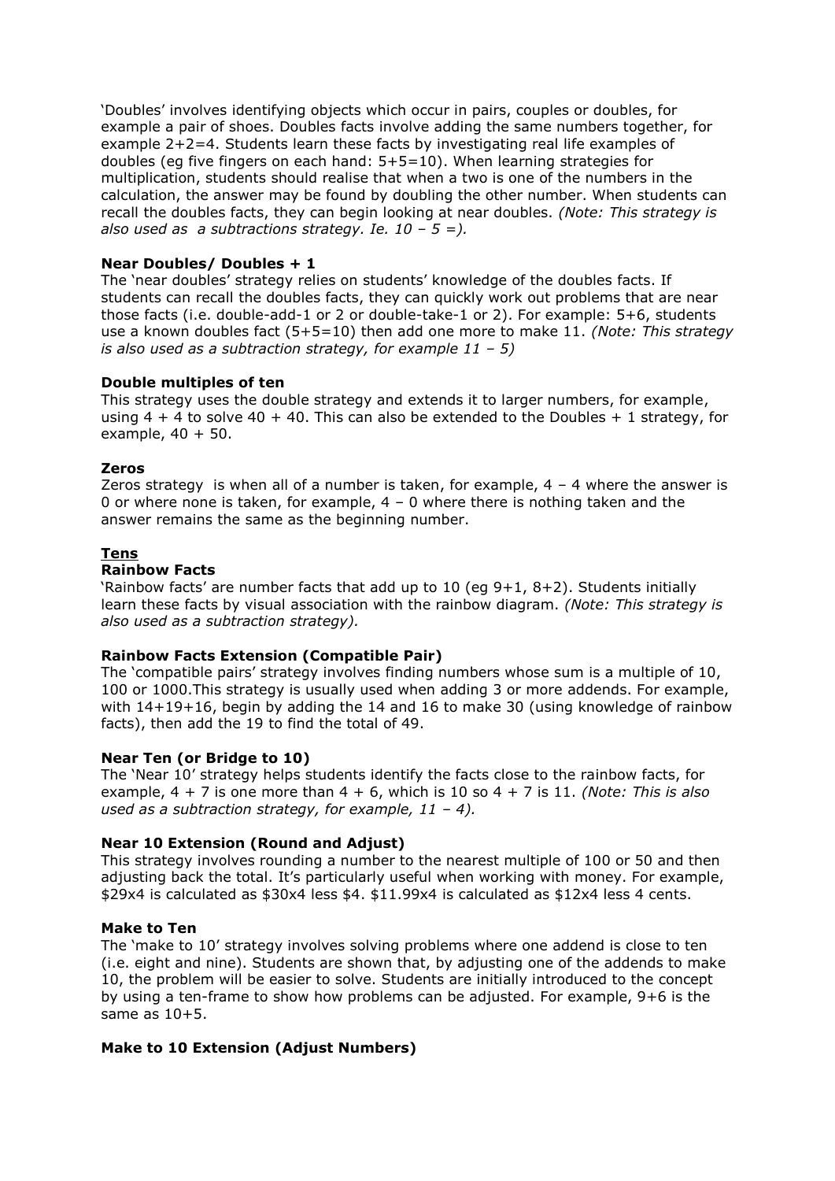'Doubles' involves identifying objects which occur in pairs, couples or doubles, for example a pair of shoes. Doubles facts involve adding the same numbers together, for example 2+2=4. Students learn these facts by investigating real life examples of doubles (eg five fingers on each hand: 5+5=10). When learning strategies for multiplication, students should realise that when a two is one of the numbers in the calculation, the answer may be found by doubling the other number. When students can recall the doubles facts, they can begin looking at near doubles. *(Note: This strategy is also used as a subtractions strategy. Ie. 10 – 5 =).*

**Near Doubles/ Doubles + 1**

The 'near doubles' strategy relies on students' knowledge of the doubles facts. If students can recall the doubles facts, they can quickly work out problems that are near those facts (i.e. double-add-1 or 2 or double-take-1 or 2). For example: 5+6, students use a known doubles fact (5+5=10) then add one more to make 11. *(Note: This strategy is also used as a subtraction strategy, for example 11 – 5)*

**Double multiples of ten**

This strategy uses the double strategy and extends it to larger numbers, for example, using 4 + 4 to solve 40 + 40. This can also be extended to the Doubles + 1 strategy, for example, 40 + 50.

**Zeros**

Zeros strategy is when all of a number is taken, for example, 4 – 4 where the answer is 0 or where none is taken, for example, 4 – 0 where there is nothing taken and the answer remains the same as the beginning number.

## Tens

**Rainbow Facts**

'Rainbow facts' are number facts that add up to 10 (eg 9+1, 8+2). Students initially learn these facts by visual association with the rainbow diagram. *(Note: This strategy is also used as a subtraction strategy).*

**Rainbow Facts Extension (Compatible Pair)**

The 'compatible pairs' strategy involves finding numbers whose sum is a multiple of 10, 100 or 1000.This strategy is usually used when adding 3 or more addends. For example, with 14+19+16, begin by adding the 14 and 16 to make 30 (using knowledge of rainbow facts), then add the 19 to find the total of 49.

**Near Ten (or Bridge to 10)**

The 'Near 10' strategy helps students identify the facts close to the rainbow facts, for example, 4 + 7 is one more than 4 + 6, which is 10 so 4 + 7 is 11. *(Note: This is also used as a subtraction strategy, for example, 11 – 4).*

**Near 10 Extension (Round and Adjust)**

This strategy involves rounding a number to the nearest multiple of 100 or 50 and then adjusting back the total. It's particularly useful when working with money. For example, $29x4 is calculated as $30x4 less $4. $11.99x4 is calculated as $12x4 less 4 cents.

**Make to Ten**

The 'make to 10' strategy involves solving problems where one addend is close to ten (i.e. eight and nine). Students are shown that, by adjusting one of the addends to make 10, the problem will be easier to solve. Students are initially introduced to the concept by using a ten-frame to show how problems can be adjusted. For example, 9+6 is the same as 10+5.

**Make to 10 Extension (Adjust Numbers)**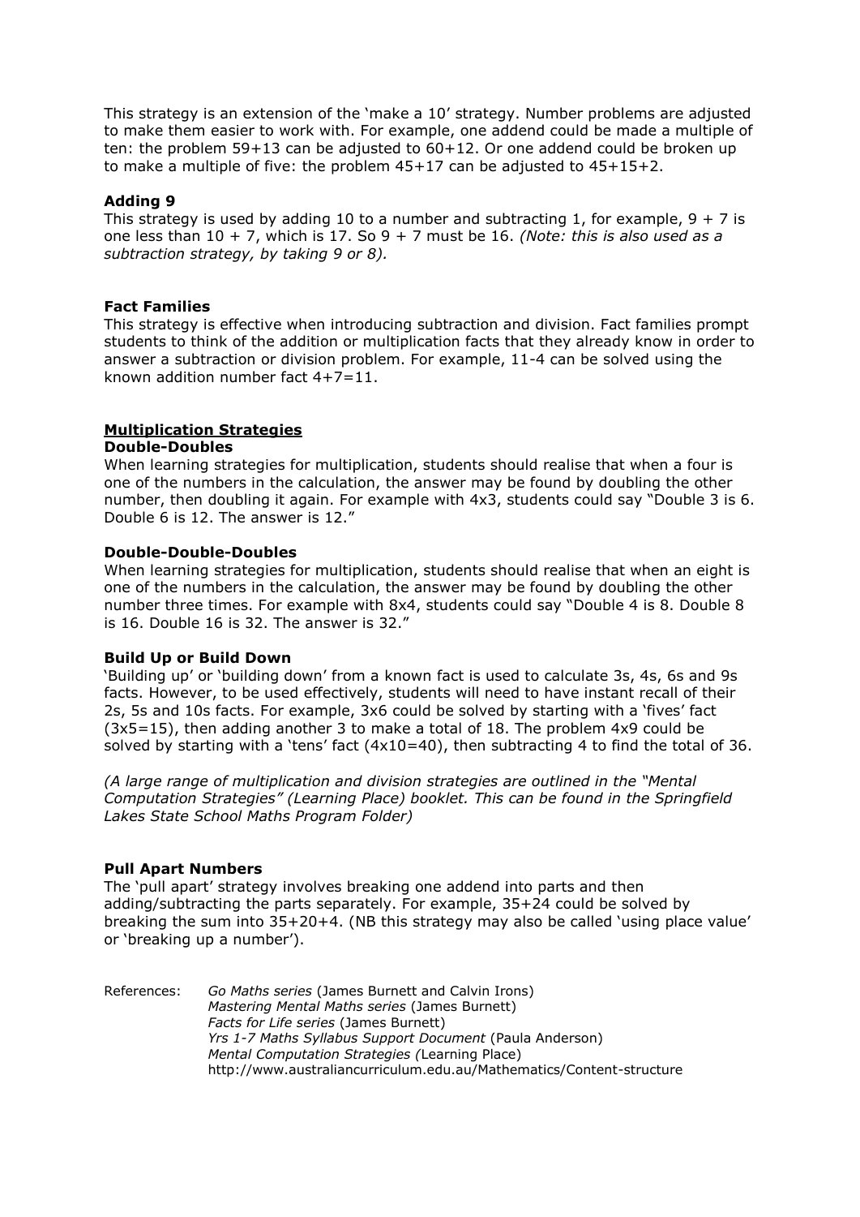This strategy is an extension of the 'make a 10' strategy. Number problems are adjusted to make them easier to work with. For example, one addend could be made a multiple of ten: the problem 59+13 can be adjusted to 60+12. Or one addend could be broken up to make a multiple of five: the problem 45+17 can be adjusted to 45+15+2.

**Adding 9**

This strategy is used by adding 10 to a number and subtracting 1, for example, 9 + 7 is one less than 10 + 7, which is 17. So 9 + 7 must be 16. *(Note: this is also used as a subtraction strategy, by taking 9 or 8).*

**Fact Families**

This strategy is effective when introducing subtraction and division. Fact families prompt students to think of the addition or multiplication facts that they already know in order to answer a subtraction or division problem. For example, 11-4 can be solved using the known addition number fact 4+7=11.

## Multiplication Strategies

**Double-Doubles**

When learning strategies for multiplication, students should realise that when a four is one of the numbers in the calculation, the answer may be found by doubling the other number, then doubling it again. For example with 4x3, students could say "Double 3 is 6. Double 6 is 12. The answer is 12."

**Double-Double-Doubles**

When learning strategies for multiplication, students should realise that when an eight is one of the numbers in the calculation, the answer may be found by doubling the other number three times. For example with 8x4, students could say "Double 4 is 8. Double 8 is 16. Double 16 is 32. The answer is 32."

**Build Up or Build Down**

'Building up' or 'building down' from a known fact is used to calculate 3s, 4s, 6s and 9s facts. However, to be used effectively, students will need to have instant recall of their 2s, 5s and 10s facts. For example, 3x6 could be solved by starting with a 'fives' fact (3x5=15), then adding another 3 to make a total of 18. The problem 4x9 could be solved by starting with a 'tens' fact (4x10=40), then subtracting 4 to find the total of 36.

*(A large range of multiplication and division strategies are outlined in the "Mental Computation Strategies" (Learning Place) booklet. This can be found in the Springfield Lakes State School Maths Program Folder)*

**Pull Apart Numbers**

The 'pull apart' strategy involves breaking one addend into parts and then adding/subtracting the parts separately. For example, 35+24 could be solved by breaking the sum into 35+20+4. (NB this strategy may also be called 'using place value' or 'breaking up a number').

References:
*Go Maths series* (James Burnett and Calvin Irons)
*Mastering Mental Maths series* (James Burnett)
*Facts for Life series* (James Burnett)
*Yrs 1-7 Maths Syllabus Support Document* (Paula Anderson)
*Mental Computation Strategies (*Learning Place)
http://www.australiancurriculum.edu.au/Mathematics/Content-structure